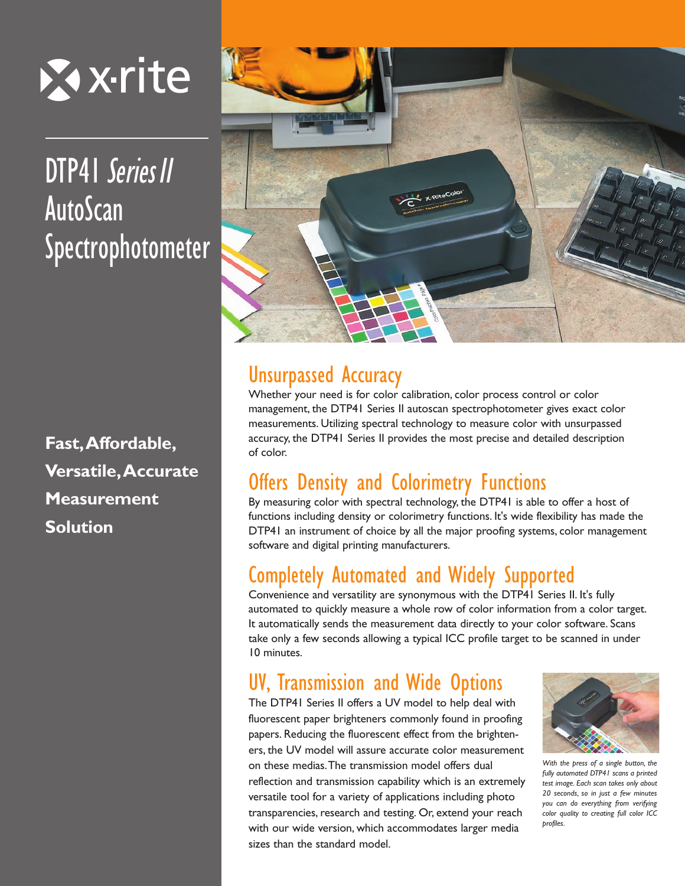x-rite

# DTP41 *Series II* AutoScan Spectrophotometer

**Fast, Affordable, Versatile, Accurate Measurement Solution**

## Unsurpassed Accuracy

Whether your need is for color calibration, color process control or color management, the DTP41 Series II autoscan spectrophotometer gives exact color measurements. Utilizing spectral technology to measure color with unsurpassed accuracy, the DTP41 Series II provides the most precise and detailed description of color.

## Offers Density and Colorimetry Functions

By measuring color with spectral technology, the DTP41 is able to offer a host of functions including density or colorimetry functions. It's wide flexibility has made the DTP41 an instrument of choice by all the major proofing systems, color management software and digital printing manufacturers.

## Completely Automated and Widely Supported

Convenience and versatility are synonymous with the DTP41 Series II. It's fully automated to quickly measure a whole row of color information from a color target. It automatically sends the measurement data directly to your color software. Scans take only a few seconds allowing a typical ICC profile target to be scanned in under 10 minutes.

## UV, Transmission and Wide Options

The DTP41 Series II offers a UV model to help deal with fluorescent paper brighteners commonly found in proofing papers. Reducing the fluorescent effect from the brighteners, the UV model will assure accurate color measurement on these medias. The transmission model offers dual reflection and transmission capability which is an extremely versatile tool for a variety of applications including photo transparencies, research and testing. Or, extend your reach with our wide version, which accommodates larger media sizes than the standard model.

*With the press of a single button, the fully automated DTP41 scans a printed test image. Each scan takes only about 20 seconds, so in just a few minutes you can do everything from verifying color quality to creating full color ICC profiles.*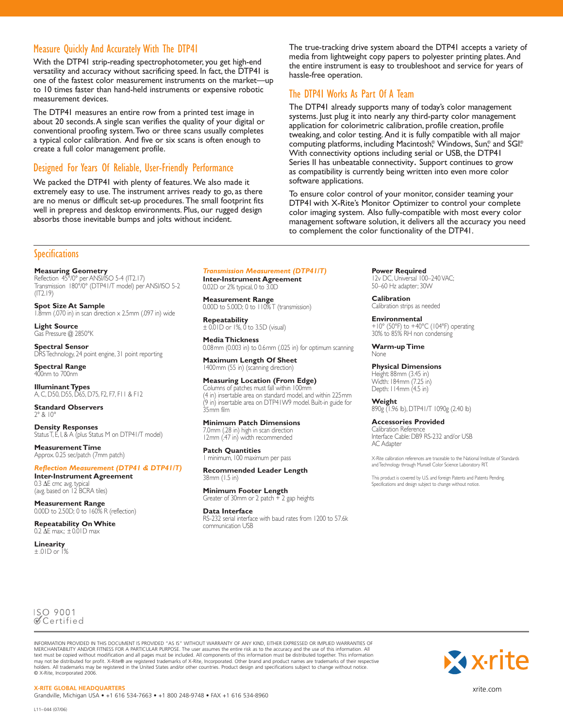## Measure Quickly And Accurately With The DTP41

With the DTP41 strip-reading spectrophotometer, you get high-end versatility and accuracy without sacrificing speed. In fact, the DTP41 is one of the fastest color measurement instruments on the market—up to 10 times faster than hand-held instruments or expensive robotic measurement devices.

The DTP41 measures an entire row from a printed test image in about 20 seconds. A single scan verifies the quality of your digital or conventional proofing system. Two or three scans usually completes a typical color calibration. And five or six scans is often enough to create a full color management profile.

## Designed For Years Of Reliable, User-Friendly Performance

We packed the DTP41 with plenty of features. We also made it extremely easy to use. The instrument arrives ready to go, as there are no menus or difficult set-up procedures. The small footprint fits well in prepress and desktop environments. Plus, our rugged design absorbs those inevitable bumps and jolts without incident.

The true-tracking drive system aboard the DTP41 accepts a variety of media from lightweight copy papers to polyester printing plates. And the entire instrument is easy to troubleshoot and service for years of hassle-free operation.

## The DTP41 Works As Part Of A Team

The DTP41 already supports many of today's color management systems. Just plug it into nearly any third-party color management application for colorimetric calibration, profile creation, profile tweaking, and color testing. And it is fully compatible with all major computing platforms, including Macintosh®, Windows, Sun®, and SGI®. With connectivity options including serial or USB, the DTP41 Series II has unbeatable connectivity. Support continues to grow as compatibility is currently being written into even more color software applications.

To ensure color control of your monitor, consider teaming your DTP41 with X-Rite's Monitor Optimizer to control your complete color imaging system. Also fully-compatible with most every color management software solution, it delivers all the accuracy you need to complement the color functionality of the DTP41.

## Specifications

**Measuring Geometry**
Reflection 45°/0° per ANSI/ISO 5-4 (IT2.17)
Transmission 180°/0° (DTP41/T model) per ANSI/ISO 5-2 (IT2.19)

**Spot Size At Sample**
1.8mm (.070 in) in scan direction x 2.5mm (.097 in) wide

**Light Source**
Gas Pressure @ 2850°K

**Spectral Sensor**
DRS Technology, 24 point engine, 31 point reporting

**Spectral Range**
400nm to 700nm

**Illuminant Types**
A, C, D50, D55, D65, D75, F2, F7, F11 & F12

**Standard Observers**
2° & 10°

**Density Responses**
Status T, E, I, & A (plus Status M on DTP41/T model)

**Measurement Time**
Approx. 0.25 sec/patch (7mm patch)

### *Reflection Measurement (DTP41 & DTP41/T)*

**Inter-Instrument Agreement**
0.3 ΔE cmc avg. typical
(avg. based on 12 BCRA tiles)

**Measurement Range**
0.00D to 2.50D; 0 to 160% R (reflection)

**Repeatability On White**
0.2 ΔE max.; ± 0.01D max

**Linearity**
± .01D or 1%

### *Transmission Measurement (DTP41/T)*

**Inter-Instrument Agreement**
0.02D or 2% typical, 0 to 3.0D

**Measurement Range**
0.00D to 5.00D; 0 to 110% T (transmission)

**Repeatability**
± 0.01D or 1%, 0 to 3.5D (visual)

**Media Thickness**
0.08mm (0.003 in) to 0.6mm (.025 in) for optimum scanning

**Maximum Length Of Sheet**
1400mm (55 in) (scanning direction)

**Measuring Location (From Edge)**
Columns of patches must fall within 100mm (4 in) insertable area on standard model, and within 225mm (9 in) insertable area on DTP41W9 model. Built-in guide for 35mm film

**Minimum Patch Dimensions**
7.0mm (.28 in) high in scan direction
12mm (.47 in) width recommended

**Patch Quantities**
1 minimum, 100 maximum per pass

**Recommended Leader Length**
38mm (1.5 in)

**Minimum Footer Length**
Greater of 30mm or 2 patch + 2 gap heights

**Data Interface**
RS-232 serial interface with baud rates from 1200 to 57.6k communication USB

**Power Required**
12v DC, Universal 100–240 VAC; 50–60 Hz adapter; 30W

**Calibration**
Calibration strips as needed

**Environmental**
+10° (50°F) to +40°C (104°F) operating
30% to 85% RH non condensing

**Warm-up Time**
None

**Physical Dimensions**
Height: 88mm (3.45 in)
Width: 184mm (7.25 in)
Depth: 114mm (4.5 in)

**Weight**
890g (1.96 lb), DTP41/T 1090g (2.40 lb)

**Accessories Provided**
Calibration Reference
Interface Cable: DB9 RS-232 and/or USB
AC Adapter

X-Rite calibration references are traceable to the National Institute of Standards and Technology through Munsell Color Science Laboratory RIT.

This product is covered by U.S. and foreign Patents and Patents Pending. Specifications and design subject to change without notice.

ISO 9001 Certified

INFORMATION PROVIDED IN THIS DOCUMENT IS PROVIDED "AS IS" WITHOUT WARRANTY OF ANY KIND, EITHER EXPRESSED OR IMPLIED WARRANTIES OF MERCHANTABILITY AND/OR FITNESS FOR A PARTICULAR PURPOSE. The user assumes the entire risk as to the accuracy and the use of this information. All text must be copied without modification and all pages must be included. All components of this information must be distributed together. This information may not be distributed for profit. X-Rite® are registered trademarks of X-Rite, Incorporated. Other brand and product names are trademarks of their respective holders. All trademarks may be registered in the United States and/or other countries. Product design and specifications subject to change without notice.
© X-Rite, Incorporated 2006.

**X-RITE GLOBAL HEADQUARTERS**
Grandville, Michigan USA • +1 616 534-7663 • +1 800 248-9748 • FAX +1 616 534-8960

x-rite

xrite.com

L11–044 (07/06)